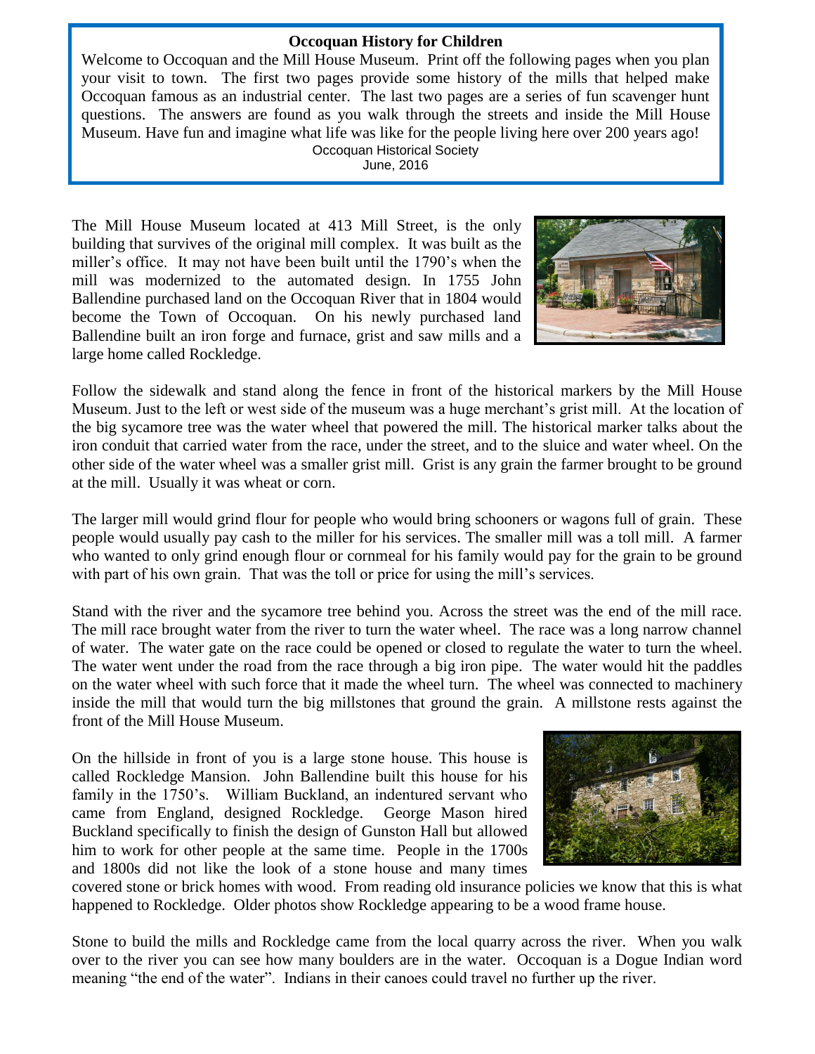**Occoquan History for Children**

Welcome to Occoquan and the Mill House Museum. Print off the following pages when you plan your visit to town. The first two pages provide some history of the mills that helped make Occoquan famous as an industrial center. The last two pages are a series of fun scavenger hunt questions. The answers are found as you walk through the streets and inside the Mill House Museum. Have fun and imagine what life was like for the people living here over 200 years ago!

Occoquan Historical Society
June, 2016

The Mill House Museum located at 413 Mill Street, is the only building that survives of the original mill complex. It was built as the miller's office. It may not have been built until the 1790's when the mill was modernized to the automated design. In 1755 John Ballendine purchased land on the Occoquan River that in 1804 would become the Town of Occoquan. On his newly purchased land Ballendine built an iron forge and furnace, grist and saw mills and a large home called Rockledge.

Follow the sidewalk and stand along the fence in front of the historical markers by the Mill House Museum. Just to the left or west side of the museum was a huge merchant's grist mill. At the location of the big sycamore tree was the water wheel that powered the mill. The historical marker talks about the iron conduit that carried water from the race, under the street, and to the sluice and water wheel. On the other side of the water wheel was a smaller grist mill. Grist is any grain the farmer brought to be ground at the mill. Usually it was wheat or corn.

The larger mill would grind flour for people who would bring schooners or wagons full of grain. These people would usually pay cash to the miller for his services. The smaller mill was a toll mill. A farmer who wanted to only grind enough flour or cornmeal for his family would pay for the grain to be ground with part of his own grain. That was the toll or price for using the mill's services.

Stand with the river and the sycamore tree behind you. Across the street was the end of the mill race. The mill race brought water from the river to turn the water wheel. The race was a long narrow channel of water. The water gate on the race could be opened or closed to regulate the water to turn the wheel. The water went under the road from the race through a big iron pipe. The water would hit the paddles on the water wheel with such force that it made the wheel turn. The wheel was connected to machinery inside the mill that would turn the big millstones that ground the grain. A millstone rests against the front of the Mill House Museum.

On the hillside in front of you is a large stone house. This house is called Rockledge Mansion. John Ballendine built this house for his family in the 1750's. William Buckland, an indentured servant who came from England, designed Rockledge. George Mason hired Buckland specifically to finish the design of Gunston Hall but allowed him to work for other people at the same time. People in the 1700s and 1800s did not like the look of a stone house and many times covered stone or brick homes with wood. From reading old insurance policies we know that this is what happened to Rockledge. Older photos show Rockledge appearing to be a wood frame house.

Stone to build the mills and Rockledge came from the local quarry across the river. When you walk over to the river you can see how many boulders are in the water. Occoquan is a Dogue Indian word meaning "the end of the water". Indians in their canoes could travel no further up the river.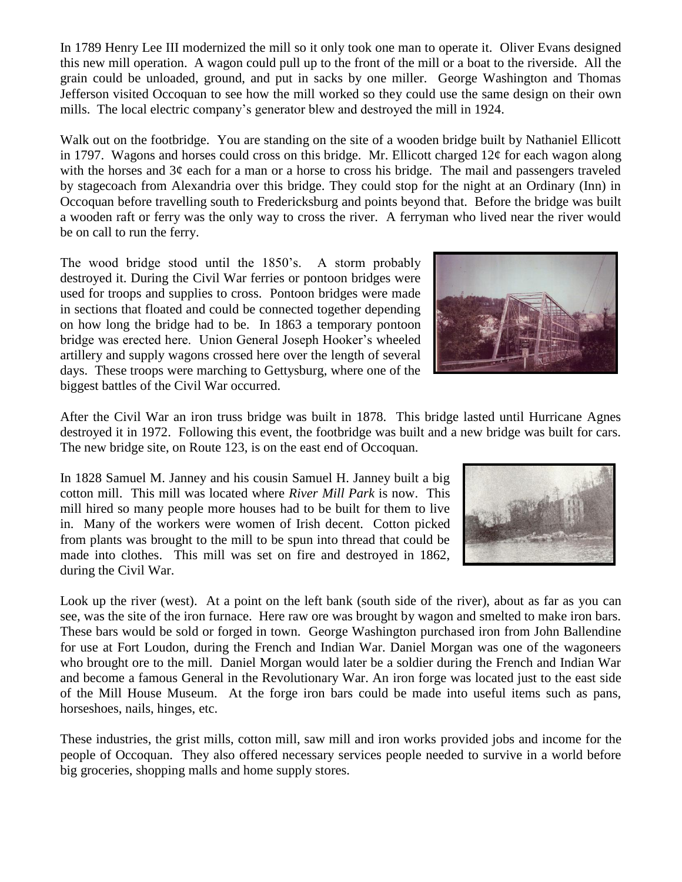In 1789 Henry Lee III modernized the mill so it only took one man to operate it. Oliver Evans designed this new mill operation. A wagon could pull up to the front of the mill or a boat to the riverside. All the grain could be unloaded, ground, and put in sacks by one miller. George Washington and Thomas Jefferson visited Occoquan to see how the mill worked so they could use the same design on their own mills. The local electric company's generator blew and destroyed the mill in 1924.

Walk out on the footbridge. You are standing on the site of a wooden bridge built by Nathaniel Ellicott in 1797. Wagons and horses could cross on this bridge. Mr. Ellicott charged 12¢ for each wagon along with the horses and 3¢ each for a man or a horse to cross his bridge. The mail and passengers traveled by stagecoach from Alexandria over this bridge. They could stop for the night at an Ordinary (Inn) in Occoquan before travelling south to Fredericksburg and points beyond that. Before the bridge was built a wooden raft or ferry was the only way to cross the river. A ferryman who lived near the river would be on call to run the ferry.

The wood bridge stood until the 1850's. A storm probably destroyed it. During the Civil War ferries or pontoon bridges were used for troops and supplies to cross. Pontoon bridges were made in sections that floated and could be connected together depending on how long the bridge had to be. In 1863 a temporary pontoon bridge was erected here. Union General Joseph Hooker's wheeled artillery and supply wagons crossed here over the length of several days. These troops were marching to Gettysburg, where one of the biggest battles of the Civil War occurred.

After the Civil War an iron truss bridge was built in 1878. This bridge lasted until Hurricane Agnes destroyed it in 1972. Following this event, the footbridge was built and a new bridge was built for cars. The new bridge site, on Route 123, is on the east end of Occoquan.

In 1828 Samuel M. Janney and his cousin Samuel H. Janney built a big cotton mill. This mill was located where *River Mill Park* is now. This mill hired so many people more houses had to be built for them to live in. Many of the workers were women of Irish decent. Cotton picked from plants was brought to the mill to be spun into thread that could be made into clothes. This mill was set on fire and destroyed in 1862, during the Civil War.

Look up the river (west). At a point on the left bank (south side of the river), about as far as you can see, was the site of the iron furnace. Here raw ore was brought by wagon and smelted to make iron bars. These bars would be sold or forged in town. George Washington purchased iron from John Ballendine for use at Fort Loudon, during the French and Indian War. Daniel Morgan was one of the wagoneers who brought ore to the mill. Daniel Morgan would later be a soldier during the French and Indian War and become a famous General in the Revolutionary War. An iron forge was located just to the east side of the Mill House Museum. At the forge iron bars could be made into useful items such as pans, horseshoes, nails, hinges, etc.

These industries, the grist mills, cotton mill, saw mill and iron works provided jobs and income for the people of Occoquan. They also offered necessary services people needed to survive in a world before big groceries, shopping malls and home supply stores.